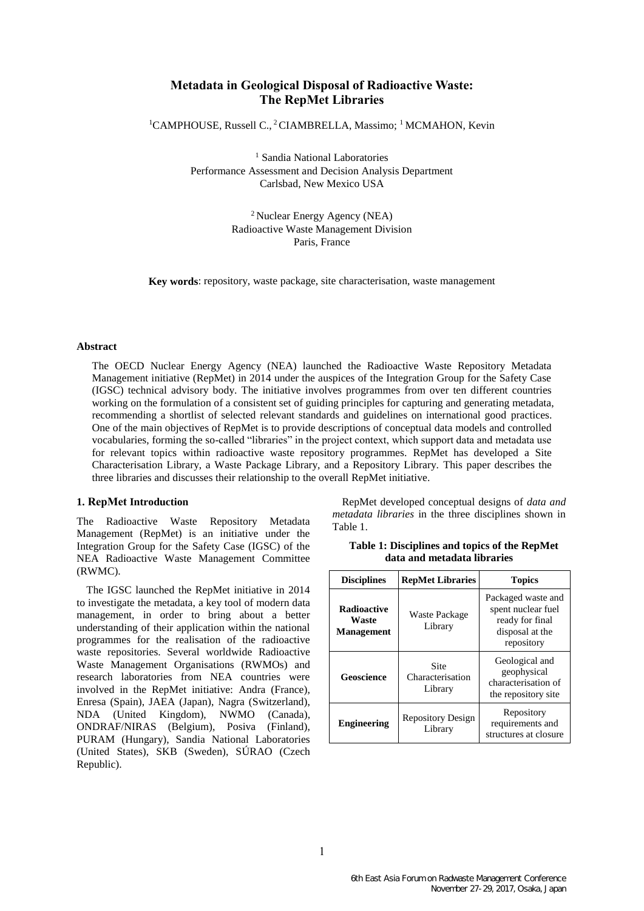# Metadata in Geological Disposal of Radioactive Waste: The RepMet Libraries

[1]CAMPHOUSE, Russell C., [2]CIAMBRELLA, Massimo; [1]MCMAHON, Kevin

[1] Sandia National Laboratories
Performance Assessment and Decision Analysis Department
Carlsbad, New Mexico USA

[2] Nuclear Energy Agency (NEA)
Radioactive Waste Management Division
Paris, France

**Key words**: repository, waste package, site characterisation, waste management

### Abstract

The OECD Nuclear Energy Agency (NEA) launched the Radioactive Waste Repository Metadata Management initiative (RepMet) in 2014 under the auspices of the Integration Group for the Safety Case (IGSC) technical advisory body. The initiative involves programmes from over ten different countries working on the formulation of a consistent set of guiding principles for capturing and generating metadata, recommending a shortlist of selected relevant standards and guidelines on international good practices. One of the main objectives of RepMet is to provide descriptions of conceptual data models and controlled vocabularies, forming the so-called "libraries" in the project context, which support data and metadata use for relevant topics within radioactive waste repository programmes. RepMet has developed a Site Characterisation Library, a Waste Package Library, and a Repository Library. This paper describes the three libraries and discusses their relationship to the overall RepMet initiative.

## 1. RepMet Introduction

The Radioactive Waste Repository Metadata Management (RepMet) is an initiative under the Integration Group for the Safety Case (IGSC) of the NEA Radioactive Waste Management Committee (RWMC).

The IGSC launched the RepMet initiative in 2014 to investigate the metadata, a key tool of modern data management, in order to bring about a better understanding of their application within the national programmes for the realisation of the radioactive waste repositories. Several worldwide Radioactive Waste Management Organisations (RWMOs) and research laboratories from NEA countries were involved in the RepMet initiative: Andra (France), Enresa (Spain), JAEA (Japan), Nagra (Switzerland), NDA (United Kingdom), NWMO (Canada), ONDRAF/NIRAS (Belgium), Posiva (Finland), PURAM (Hungary), Sandia National Laboratories (United States), SKB (Sweden), SÚRAO (Czech Republic).

RepMet developed conceptual designs of *data and metadata libraries* in the three disciplines shown in Table 1.

**Table 1: Disciplines and topics of the RepMet data and metadata libraries**

| Disciplines | RepMet Libraries | Topics |
| --- | --- | --- |
| **Radioactive Waste Management** | Waste Package Library | Packaged waste and spent nuclear fuel ready for final disposal at the repository |
| **Geoscience** | Site Characterisation Library | Geological and geophysical characterisation of the repository site |
| **Engineering** | Repository Design Library | Repository requirements and structures at closure |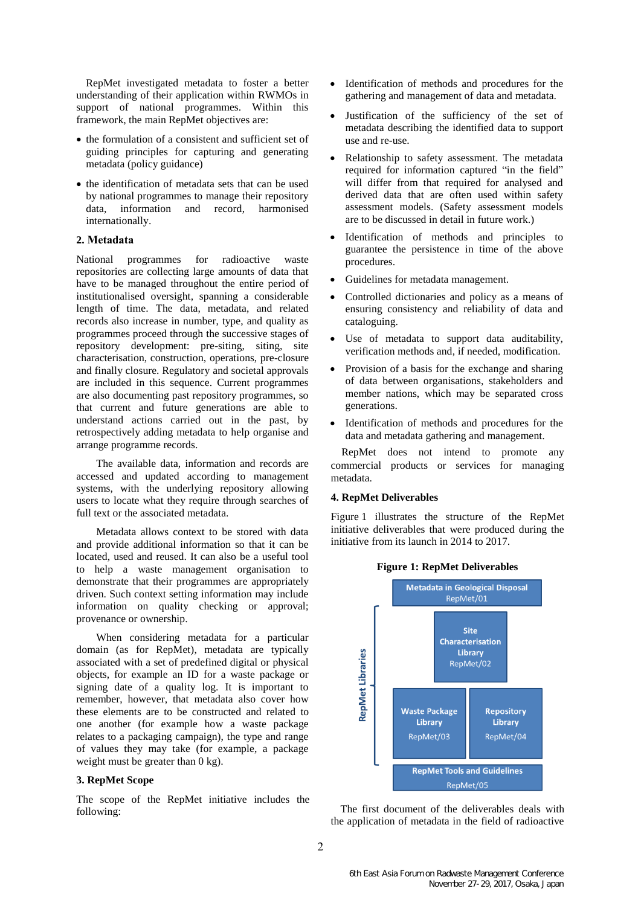RepMet investigated metadata to foster a better understanding of their application within RWMOs in support of national programmes. Within this framework, the main RepMet objectives are:

- the formulation of a consistent and sufficient set of guiding principles for capturing and generating metadata (policy guidance)
- the identification of metadata sets that can be used by national programmes to manage their repository data, information and record, harmonised internationally.

## 2. Metadata

National programmes for radioactive waste repositories are collecting large amounts of data that have to be managed throughout the entire period of institutionalised oversight, spanning a considerable length of time. The data, metadata, and related records also increase in number, type, and quality as programmes proceed through the successive stages of repository development: pre-siting, siting, site characterisation, construction, operations, pre-closure and finally closure. Regulatory and societal approvals are included in this sequence. Current programmes are also documenting past repository programmes, so that current and future generations are able to understand actions carried out in the past, by retrospectively adding metadata to help organise and arrange programme records.

The available data, information and records are accessed and updated according to management systems, with the underlying repository allowing users to locate what they require through searches of full text or the associated metadata.

Metadata allows context to be stored with data and provide additional information so that it can be located, used and reused. It can also be a useful tool to help a waste management organisation to demonstrate that their programmes are appropriately driven. Such context setting information may include information on quality checking or approval; provenance or ownership.

When considering metadata for a particular domain (as for RepMet), metadata are typically associated with a set of predefined digital or physical objects, for example an ID for a waste package or signing date of a quality log. It is important to remember, however, that metadata also cover how these elements are to be constructed and related to one another (for example how a waste package relates to a packaging campaign), the type and range of values they may take (for example, a package weight must be greater than 0 kg).

## 3. RepMet Scope

The scope of the RepMet initiative includes the following:

- Identification of methods and procedures for the gathering and management of data and metadata.
- Justification of the sufficiency of the set of metadata describing the identified data to support use and re-use.
- Relationship to safety assessment. The metadata required for information captured "in the field" will differ from that required for analysed and derived data that are often used within safety assessment models. (Safety assessment models are to be discussed in detail in future work.)
- Identification of methods and principles to guarantee the persistence in time of the above procedures.
- Guidelines for metadata management.
- Controlled dictionaries and policy as a means of ensuring consistency and reliability of data and cataloguing.
- Use of metadata to support data auditability, verification methods and, if needed, modification.
- Provision of a basis for the exchange and sharing of data between organisations, stakeholders and member nations, which may be separated cross generations.
- Identification of methods and procedures for the data and metadata gathering and management.

RepMet does not intend to promote any commercial products or services for managing metadata.

## 4. RepMet Deliverables

Figure 1 illustrates the structure of the RepMet initiative deliverables that were produced during the initiative from its launch in 2014 to 2017.

**Figure 1: RepMet Deliverables**

- Metadata in Geological Disposal – RepMet/01
- RepMet Libraries:
  - Site Characterisation Library – RepMet/02
  - Waste Package Library – RepMet/03
  - Repository Library – RepMet/04
- RepMet Tools and Guidelines – RepMet/05

The first document of the deliverables deals with the application of metadata in the field of radioactive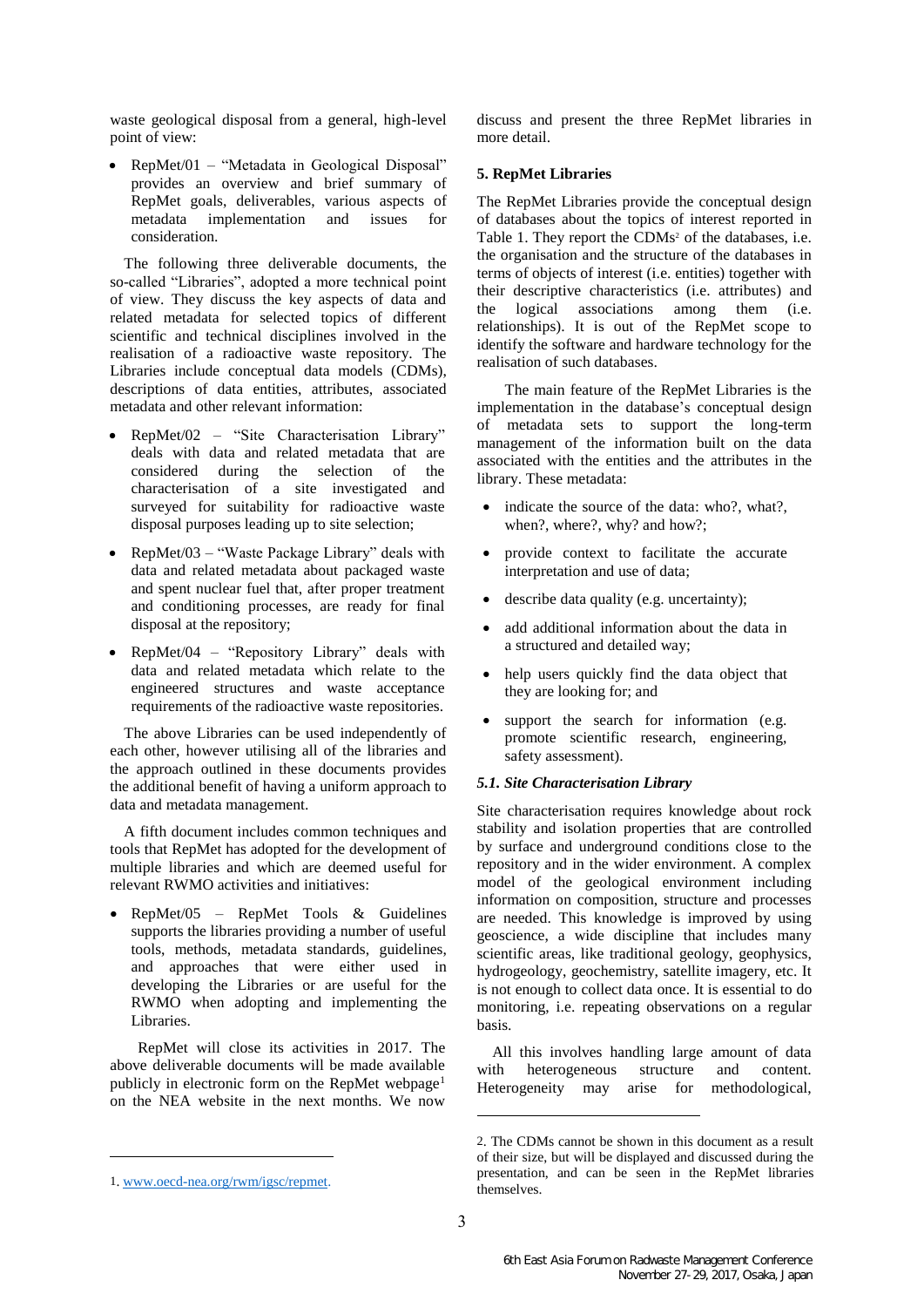waste geological disposal from a general, high-level point of view:

- RepMet/01 – "Metadata in Geological Disposal" provides an overview and brief summary of RepMet goals, deliverables, various aspects of metadata implementation and issues for consideration.

The following three deliverable documents, the so-called "Libraries", adopted a more technical point of view. They discuss the key aspects of data and related metadata for selected topics of different scientific and technical disciplines involved in the realisation of a radioactive waste repository. The Libraries include conceptual data models (CDMs), descriptions of data entities, attributes, associated metadata and other relevant information:

- RepMet/02 – "Site Characterisation Library" deals with data and related metadata that are considered during the selection of the characterisation of a site investigated and surveyed for suitability for radioactive waste disposal purposes leading up to site selection;
- RepMet/03 – "Waste Package Library" deals with data and related metadata about packaged waste and spent nuclear fuel that, after proper treatment and conditioning processes, are ready for final disposal at the repository;
- RepMet/04 – "Repository Library" deals with data and related metadata which relate to the engineered structures and waste acceptance requirements of the radioactive waste repositories.

The above Libraries can be used independently of each other, however utilising all of the libraries and the approach outlined in these documents provides the additional benefit of having a uniform approach to data and metadata management.

A fifth document includes common techniques and tools that RepMet has adopted for the development of multiple libraries and which are deemed useful for relevant RWMO activities and initiatives:

- RepMet/05 – RepMet Tools & Guidelines supports the libraries providing a number of useful tools, methods, metadata standards, guidelines, and approaches that were either used in developing the Libraries or are useful for the RWMO when adopting and implementing the Libraries.

RepMet will close its activities in 2017. The above deliverable documents will be made available publicly in electronic form on the RepMet webpage[1] on the NEA website in the next months. We now discuss and present the three RepMet libraries in more detail.

## 5. RepMet Libraries

The RepMet Libraries provide the conceptual design of databases about the topics of interest reported in Table 1. They report the CDMs[2] of the databases, i.e. the organisation and the structure of the databases in terms of objects of interest (i.e. entities) together with their descriptive characteristics (i.e. attributes) and the logical associations among them (i.e. relationships). It is out of the RepMet scope to identify the software and hardware technology for the realisation of such databases.

The main feature of the RepMet Libraries is the implementation in the database's conceptual design of metadata sets to support the long-term management of the information built on the data associated with the entities and the attributes in the library. These metadata:

- indicate the source of the data: who?, what?, when?, where?, why? and how?;
- provide context to facilitate the accurate interpretation and use of data;
- describe data quality (e.g. uncertainty);
- add additional information about the data in a structured and detailed way;
- help users quickly find the data object that they are looking for; and
- support the search for information (e.g. promote scientific research, engineering, safety assessment).

### *5.1. Site Characterisation Library*

Site characterisation requires knowledge about rock stability and isolation properties that are controlled by surface and underground conditions close to the repository and in the wider environment. A complex model of the geological environment including information on composition, structure and processes are needed. This knowledge is improved by using geoscience, a wide discipline that includes many scientific areas, like traditional geology, geophysics, hydrogeology, geochemistry, satellite imagery, etc. It is not enough to collect data once. It is essential to do monitoring, i.e. repeating observations on a regular basis.

All this involves handling large amount of data with heterogeneous structure and content. Heterogeneity may arise for methodological,

---

1. www.oecd-nea.org/rwm/igsc/repmet.

2. The CDMs cannot be shown in this document as a result of their size, but will be displayed and discussed during the presentation, and can be seen in the RepMet libraries themselves.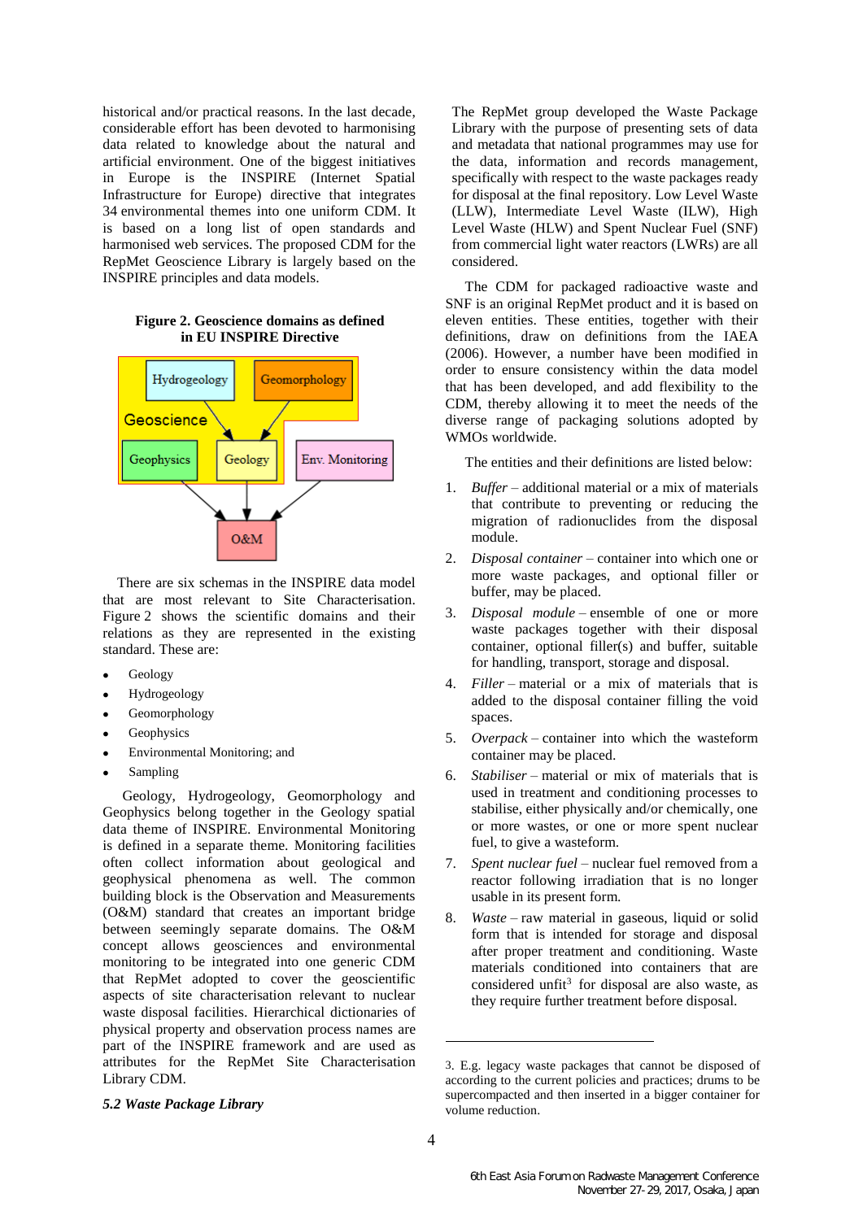historical and/or practical reasons. In the last decade, considerable effort has been devoted to harmonising data related to knowledge about the natural and artificial environment. One of the biggest initiatives in Europe is the INSPIRE (Internet Spatial Infrastructure for Europe) directive that integrates 34 environmental themes into one uniform CDM. It is based on a long list of open standards and harmonised web services. The proposed CDM for the RepMet Geoscience Library is largely based on the INSPIRE principles and data models.

**Figure 2. Geoscience domains as defined in EU INSPIRE Directive**

There are six schemas in the INSPIRE data model that are most relevant to Site Characterisation. Figure 2 shows the scientific domains and their relations as they are represented in the existing standard. These are:

- Geology
- Hydrogeology
- Geomorphology
- Geophysics
- Environmental Monitoring; and
- Sampling

Geology, Hydrogeology, Geomorphology and Geophysics belong together in the Geology spatial data theme of INSPIRE. Environmental Monitoring is defined in a separate theme. Monitoring facilities often collect information about geological and geophysical phenomena as well. The common building block is the Observation and Measurements (O&M) standard that creates an important bridge between seemingly separate domains. The O&M concept allows geosciences and environmental monitoring to be integrated into one generic CDM that RepMet adopted to cover the geoscientific aspects of site characterisation relevant to nuclear waste disposal facilities. Hierarchical dictionaries of physical property and observation process names are part of the INSPIRE framework and are used as attributes for the RepMet Site Characterisation Library CDM.

### *5.2 Waste Package Library*

The RepMet group developed the Waste Package Library with the purpose of presenting sets of data and metadata that national programmes may use for the data, information and records management, specifically with respect to the waste packages ready for disposal at the final repository. Low Level Waste (LLW), Intermediate Level Waste (ILW), High Level Waste (HLW) and Spent Nuclear Fuel (SNF) from commercial light water reactors (LWRs) are all considered.

The CDM for packaged radioactive waste and SNF is an original RepMet product and it is based on eleven entities. These entities, together with their definitions, draw on definitions from the IAEA (2006). However, a number have been modified in order to ensure consistency within the data model that has been developed, and add flexibility to the CDM, thereby allowing it to meet the needs of the diverse range of packaging solutions adopted by WMOs worldwide.

The entities and their definitions are listed below:

1. *Buffer* – additional material or a mix of materials that contribute to preventing or reducing the migration of radionuclides from the disposal module.
2. *Disposal container* – container into which one or more waste packages, and optional filler or buffer, may be placed.
3. *Disposal module* – ensemble of one or more waste packages together with their disposal container, optional filler(s) and buffer, suitable for handling, transport, storage and disposal.
4. *Filler* – material or a mix of materials that is added to the disposal container filling the void spaces.
5. *Overpack* – container into which the wasteform container may be placed.
6. *Stabiliser* – material or mix of materials that is used in treatment and conditioning processes to stabilise, either physically and/or chemically, one or more wastes, or one or more spent nuclear fuel, to give a wasteform.
7. *Spent nuclear fuel* – nuclear fuel removed from a reactor following irradiation that is no longer usable in its present form.
8. *Waste* – raw material in gaseous, liquid or solid form that is intended for storage and disposal after proper treatment and conditioning. Waste materials conditioned into containers that are considered unfit[3] for disposal are also waste, as they require further treatment before disposal.

---

3. E.g. legacy waste packages that cannot be disposed of according to the current policies and practices; drums to be supercompacted and then inserted in a bigger container for volume reduction.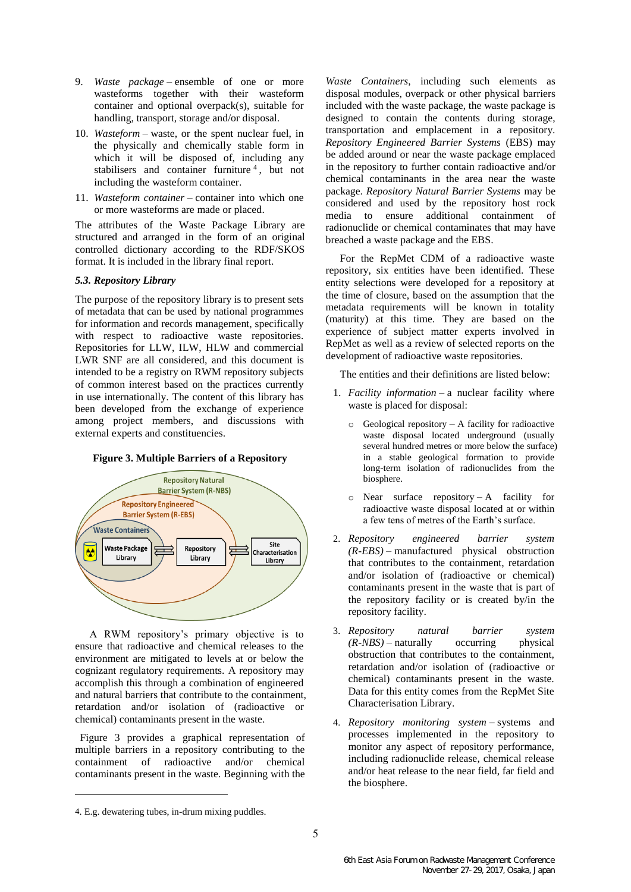9. *Waste package* – ensemble of one or more wasteforms together with their wasteform container and optional overpack(s), suitable for handling, transport, storage and/or disposal.
10. *Wasteform* – waste, or the spent nuclear fuel, in the physically and chemically stable form in which it will be disposed of, including any stabilisers and container furniture [4], but not including the wasteform container.
11. *Wasteform container* – container into which one or more wasteforms are made or placed.

The attributes of the Waste Package Library are structured and arranged in the form of an original controlled dictionary according to the RDF/SKOS format. It is included in the library final report.

### *5.3. Repository Library*

The purpose of the repository library is to present sets of metadata that can be used by national programmes for information and records management, specifically with respect to radioactive waste repositories. Repositories for LLW, ILW, HLW and commercial LWR SNF are all considered, and this document is intended to be a registry on RWM repository subjects of common interest based on the practices currently in use internationally. The content of this library has been developed from the exchange of experience among project members, and discussions with external experts and constituencies.

**Figure 3. Multiple Barriers of a Repository**

A RWM repository's primary objective is to ensure that radioactive and chemical releases to the environment are mitigated to levels at or below the cognizant regulatory requirements. A repository may accomplish this through a combination of engineered and natural barriers that contribute to the containment, retardation and/or isolation of (radioactive or chemical) contaminants present in the waste.

Figure 3 provides a graphical representation of multiple barriers in a repository contributing to the containment of radioactive and/or chemical contaminants present in the waste. Beginning with the *Waste Containers*, including such elements as disposal modules, overpack or other physical barriers included with the waste package, the waste package is designed to contain the contents during storage, transportation and emplacement in a repository. *Repository Engineered Barrier Systems* (EBS) may be added around or near the waste package emplaced in the repository to further contain radioactive and/or chemical contaminants in the area near the waste package. *Repository Natural Barrier Systems* may be considered and used by the repository host rock media to ensure additional containment of radionuclide or chemical contaminates that may have breached a waste package and the EBS.

For the RepMet CDM of a radioactive waste repository, six entities have been identified. These entity selections were developed for a repository at the time of closure, based on the assumption that the metadata requirements will be known in totality (maturity) at this time. They are based on the experience of subject matter experts involved in RepMet as well as a review of selected reports on the development of radioactive waste repositories.

The entities and their definitions are listed below:

1. *Facility information* – a nuclear facility where waste is placed for disposal:
   - Geological repository – A facility for radioactive waste disposal located underground (usually several hundred metres or more below the surface) in a stable geological formation to provide long-term isolation of radionuclides from the biosphere.
   - Near surface repository – A facility for radioactive waste disposal located at or within a few tens of metres of the Earth's surface.
2. *Repository engineered barrier system (R-EBS)* – manufactured physical obstruction that contributes to the containment, retardation and/or isolation of (radioactive or chemical) contaminants present in the waste that is part of the repository facility or is created by/in the repository facility.
3. *Repository natural barrier system (R-NBS)* – naturally occurring physical obstruction that contributes to the containment, retardation and/or isolation of (radioactive or chemical) contaminants present in the waste. Data for this entity comes from the RepMet Site Characterisation Library.
4. *Repository monitoring system* – systems and processes implemented in the repository to monitor any aspect of repository performance, including radionuclide release, chemical release and/or heat release to the near field, far field and the biosphere.

4. E.g. dewatering tubes, in-drum mixing puddles.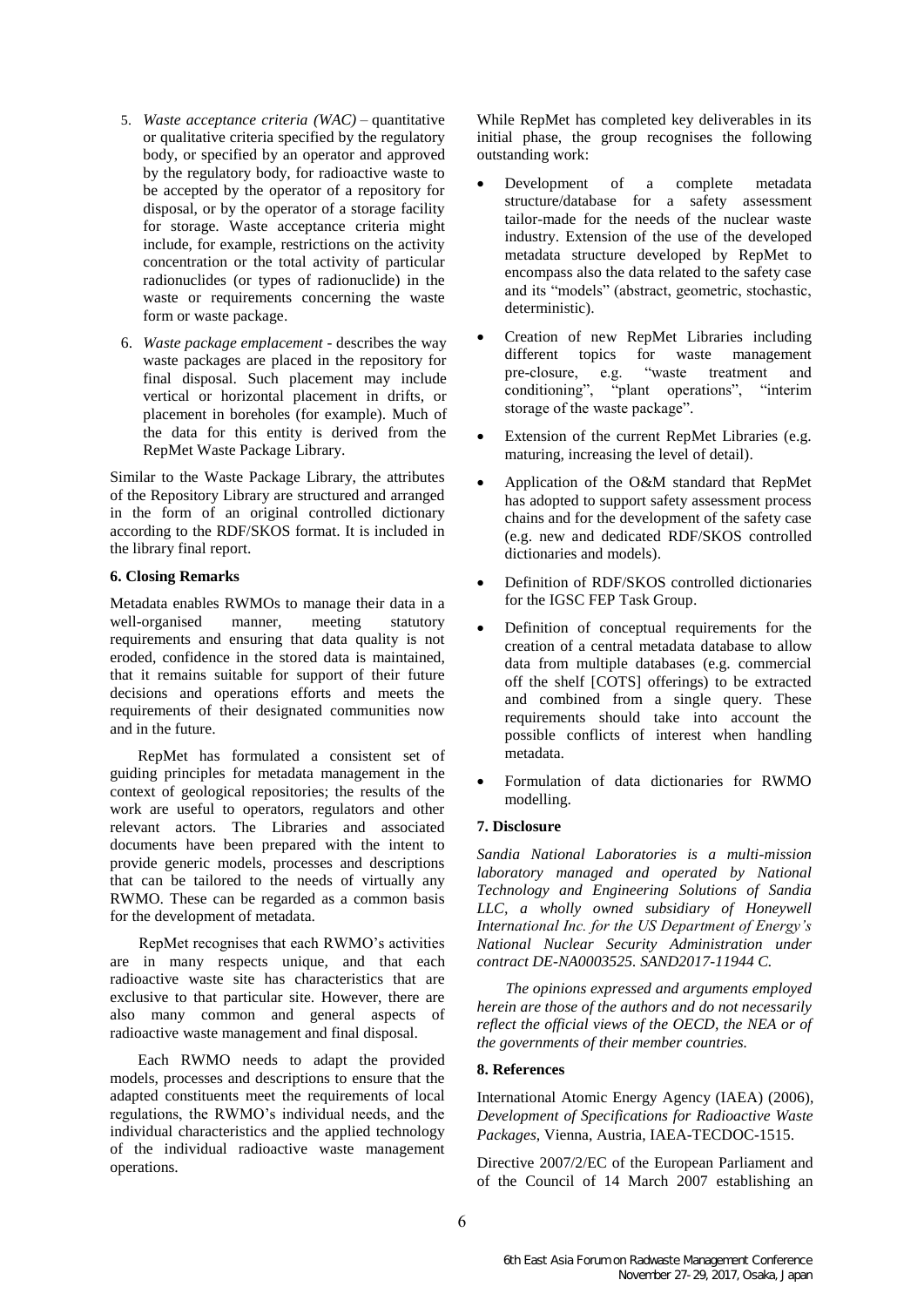5. *Waste acceptance criteria (WAC)* – quantitative or qualitative criteria specified by the regulatory body, or specified by an operator and approved by the regulatory body, for radioactive waste to be accepted by the operator of a repository for disposal, or by the operator of a storage facility for storage. Waste acceptance criteria might include, for example, restrictions on the activity concentration or the total activity of particular radionuclides (or types of radionuclide) in the waste or requirements concerning the waste form or waste package.

6. *Waste package emplacement* - describes the way waste packages are placed in the repository for final disposal. Such placement may include vertical or horizontal placement in drifts, or placement in boreholes (for example). Much of the data for this entity is derived from the RepMet Waste Package Library.

Similar to the Waste Package Library, the attributes of the Repository Library are structured and arranged in the form of an original controlled dictionary according to the RDF/SKOS format. It is included in the library final report.

### 6. Closing Remarks

Metadata enables RWMOs to manage their data in a well-organised manner, meeting statutory requirements and ensuring that data quality is not eroded, confidence in the stored data is maintained, that it remains suitable for support of their future decisions and operations efforts and meets the requirements of their designated communities now and in the future.

RepMet has formulated a consistent set of guiding principles for metadata management in the context of geological repositories; the results of the work are useful to operators, regulators and other relevant actors. The Libraries and associated documents have been prepared with the intent to provide generic models, processes and descriptions that can be tailored to the needs of virtually any RWMO. These can be regarded as a common basis for the development of metadata.

RepMet recognises that each RWMO's activities are in many respects unique, and that each radioactive waste site has characteristics that are exclusive to that particular site. However, there are also many common and general aspects of radioactive waste management and final disposal.

Each RWMO needs to adapt the provided models, processes and descriptions to ensure that the adapted constituents meet the requirements of local regulations, the RWMO's individual needs, and the individual characteristics and the applied technology of the individual radioactive waste management operations.

While RepMet has completed key deliverables in its initial phase, the group recognises the following outstanding work:

- Development of a complete metadata structure/database for a safety assessment tailor-made for the needs of the nuclear waste industry. Extension of the use of the developed metadata structure developed by RepMet to encompass also the data related to the safety case and its "models" (abstract, geometric, stochastic, deterministic).
- Creation of new RepMet Libraries including different topics for waste management pre-closure, e.g. "waste treatment and conditioning", "plant operations", "interim storage of the waste package".
- Extension of the current RepMet Libraries (e.g. maturing, increasing the level of detail).
- Application of the O&M standard that RepMet has adopted to support safety assessment process chains and for the development of the safety case (e.g. new and dedicated RDF/SKOS controlled dictionaries and models).
- Definition of RDF/SKOS controlled dictionaries for the IGSC FEP Task Group.
- Definition of conceptual requirements for the creation of a central metadata database to allow data from multiple databases (e.g. commercial off the shelf [COTS] offerings) to be extracted and combined from a single query. These requirements should take into account the possible conflicts of interest when handling metadata.
- Formulation of data dictionaries for RWMO modelling.

### 7. Disclosure

*Sandia National Laboratories is a multi-mission laboratory managed and operated by National Technology and Engineering Solutions of Sandia LLC, a wholly owned subsidiary of Honeywell International Inc. for the US Department of Energy's National Nuclear Security Administration under contract DE-NA0003525. SAND2017-11944 C.*

*The opinions expressed and arguments employed herein are those of the authors and do not necessarily reflect the official views of the OECD, the NEA or of the governments of their member countries.*

### 8. References

International Atomic Energy Agency (IAEA) (2006), *Development of Specifications for Radioactive Waste Packages*, Vienna, Austria, IAEA-TECDOC-1515.

Directive 2007/2/EC of the European Parliament and of the Council of 14 March 2007 establishing an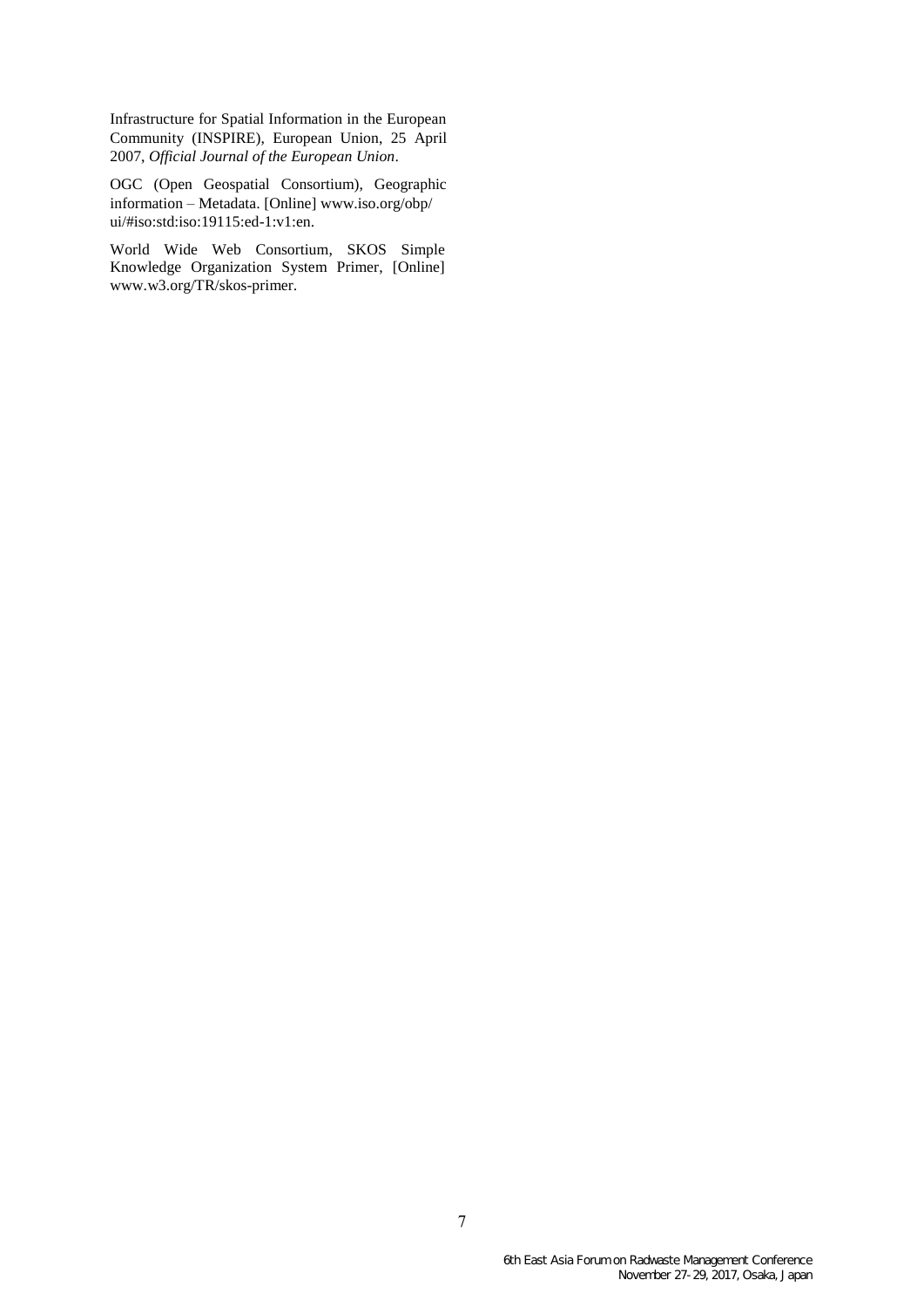Infrastructure for Spatial Information in the European Community (INSPIRE), European Union, 25 April 2007, *Official Journal of the European Union*.

OGC (Open Geospatial Consortium), Geographic information – Metadata. [Online] www.iso.org/obp/ui/#iso:std:iso:19115:ed-1:v1:en.

World Wide Web Consortium, SKOS Simple Knowledge Organization System Primer, [Online] www.w3.org/TR/skos-primer.